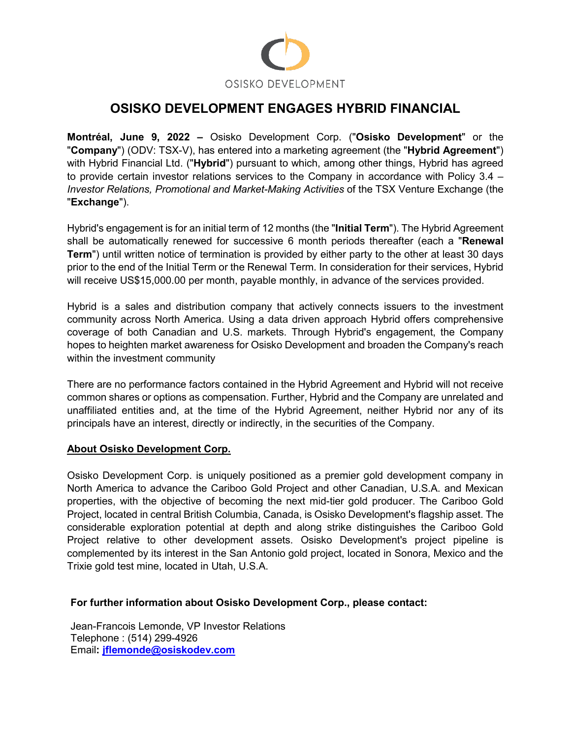OSISKO DEVELOPMENT

# OSISKO DEVELOPMENT ENGAGES HYBRID FINANCIAL

**Montréal, June 9, 2022 –** Osisko Development Corp. ("**Osisko Development**" or the "**Company**") (ODV: TSX-V), has entered into a marketing agreement (the "**Hybrid Agreement**") with Hybrid Financial Ltd. ("**Hybrid**") pursuant to which, among other things, Hybrid has agreed to provide certain investor relations services to the Company in accordance with Policy 3.4 – *Investor Relations, Promotional and Market-Making Activities* of the TSX Venture Exchange (the "**Exchange**").

Hybrid's engagement is for an initial term of 12 months (the "**Initial Term**"). The Hybrid Agreement shall be automatically renewed for successive 6 month periods thereafter (each a "**Renewal Term**") until written notice of termination is provided by either party to the other at least 30 days prior to the end of the Initial Term or the Renewal Term. In consideration for their services, Hybrid will receive US$15,000.00 per month, payable monthly, in advance of the services provided.

Hybrid is a sales and distribution company that actively connects issuers to the investment community across North America. Using a data driven approach Hybrid offers comprehensive coverage of both Canadian and U.S. markets. Through Hybrid's engagement, the Company hopes to heighten market awareness for Osisko Development and broaden the Company's reach within the investment community

There are no performance factors contained in the Hybrid Agreement and Hybrid will not receive common shares or options as compensation. Further, Hybrid and the Company are unrelated and unaffiliated entities and, at the time of the Hybrid Agreement, neither Hybrid nor any of its principals have an interest, directly or indirectly, in the securities of the Company.

**About Osisko Development Corp.**

Osisko Development Corp. is uniquely positioned as a premier gold development company in North America to advance the Cariboo Gold Project and other Canadian, U.S.A. and Mexican properties, with the objective of becoming the next mid-tier gold producer. The Cariboo Gold Project, located in central British Columbia, Canada, is Osisko Development's flagship asset. The considerable exploration potential at depth and along strike distinguishes the Cariboo Gold Project relative to other development assets. Osisko Development's project pipeline is complemented by its interest in the San Antonio gold project, located in Sonora, Mexico and the Trixie gold test mine, located in Utah, U.S.A.

**For further information about Osisko Development Corp., please contact:**

Jean-Francois Lemonde, VP Investor Relations
Telephone : (514) 299-4926
Email: **jflemonde@osiskodev.com**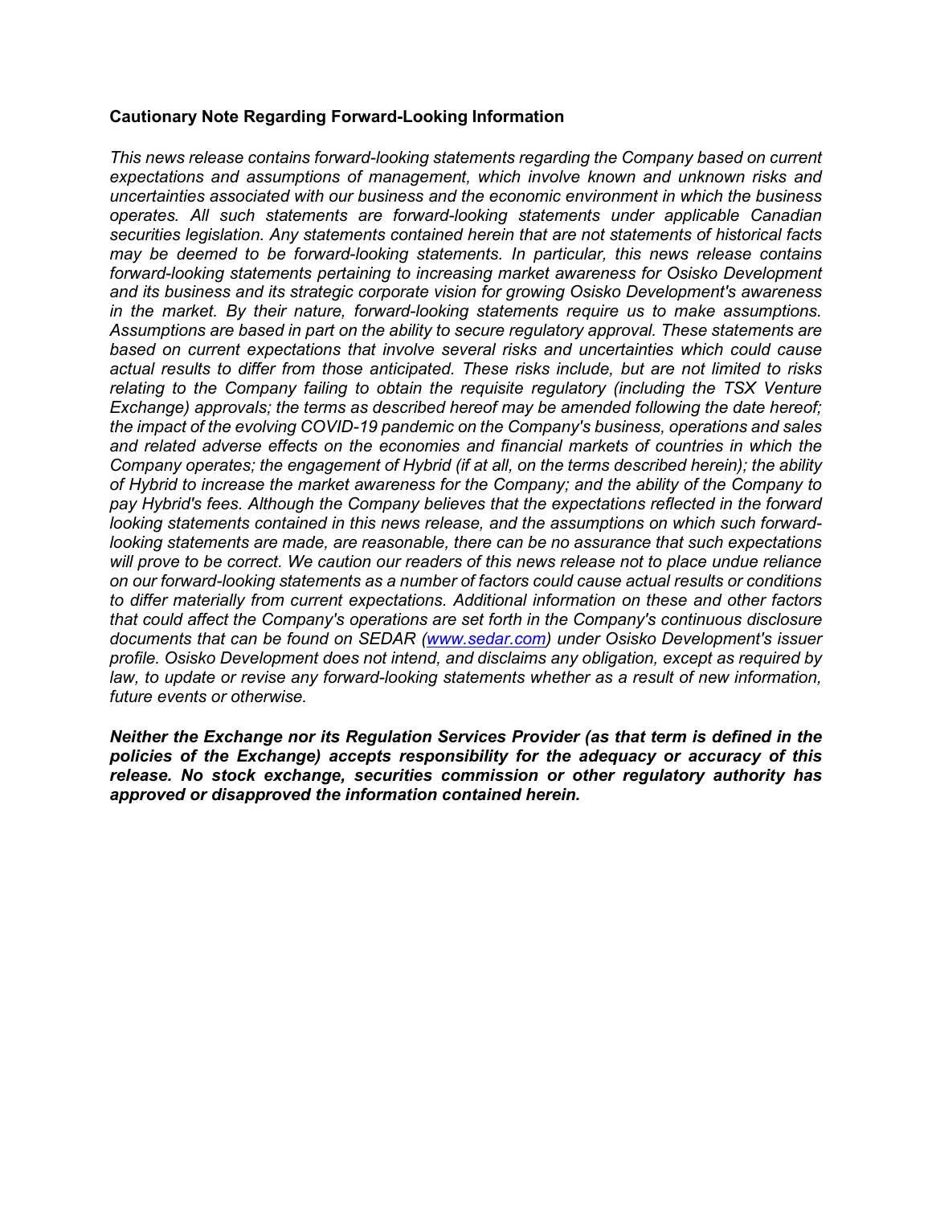**Cautionary Note Regarding Forward-Looking Information**

*This news release contains forward-looking statements regarding the Company based on current expectations and assumptions of management, which involve known and unknown risks and uncertainties associated with our business and the economic environment in which the business operates. All such statements are forward-looking statements under applicable Canadian securities legislation. Any statements contained herein that are not statements of historical facts may be deemed to be forward-looking statements. In particular, this news release contains forward-looking statements pertaining to increasing market awareness for Osisko Development and its business and its strategic corporate vision for growing Osisko Development's awareness in the market. By their nature, forward-looking statements require us to make assumptions. Assumptions are based in part on the ability to secure regulatory approval. These statements are based on current expectations that involve several risks and uncertainties which could cause actual results to differ from those anticipated. These risks include, but are not limited to risks relating to the Company failing to obtain the requisite regulatory (including the TSX Venture Exchange) approvals; the terms as described hereof may be amended following the date hereof; the impact of the evolving COVID-19 pandemic on the Company's business, operations and sales and related adverse effects on the economies and financial markets of countries in which the Company operates; the engagement of Hybrid (if at all, on the terms described herein); the ability of Hybrid to increase the market awareness for the Company; and the ability of the Company to pay Hybrid's fees. Although the Company believes that the expectations reflected in the forward looking statements contained in this news release, and the assumptions on which such forward-looking statements are made, are reasonable, there can be no assurance that such expectations will prove to be correct. We caution our readers of this news release not to place undue reliance on our forward-looking statements as a number of factors could cause actual results or conditions to differ materially from current expectations. Additional information on these and other factors that could affect the Company's operations are set forth in the Company's continuous disclosure documents that can be found on SEDAR ([www.sedar.com](http://www.sedar.com)) under Osisko Development's issuer profile. Osisko Development does not intend, and disclaims any obligation, except as required by law, to update or revise any forward-looking statements whether as a result of new information, future events or otherwise.*

***Neither the Exchange nor its Regulation Services Provider (as that term is defined in the policies of the Exchange) accepts responsibility for the adequacy or accuracy of this release. No stock exchange, securities commission or other regulatory authority has approved or disapproved the information contained herein.***